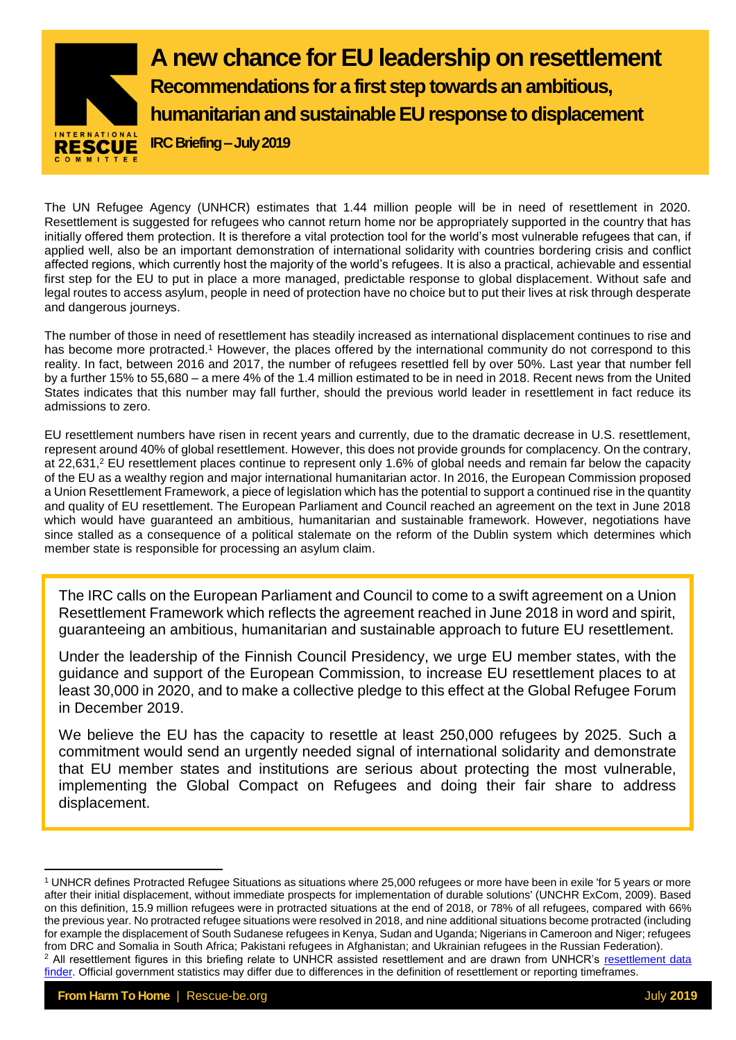# A new chance for EU leadership on resettlement

## Recommendations for a first step towards an ambitious, humanitarian and sustainable EU response to displacement

**IRC Briefing – July 2019**

The UN Refugee Agency (UNHCR) estimates that 1.44 million people will be in need of resettlement in 2020. Resettlement is suggested for refugees who cannot return home nor be appropriately supported in the country that has initially offered them protection. It is therefore a vital protection tool for the world's most vulnerable refugees that can, if applied well, also be an important demonstration of international solidarity with countries bordering crisis and conflict affected regions, which currently host the majority of the world's refugees. It is also a practical, achievable and essential first step for the EU to put in place a more managed, predictable response to global displacement. Without safe and legal routes to access asylum, people in need of protection have no choice but to put their lives at risk through desperate and dangerous journeys.

The number of those in need of resettlement has steadily increased as international displacement continues to rise and has become more protracted.[1] However, the places offered by the international community do not correspond to this reality. In fact, between 2016 and 2017, the number of refugees resettled fell by over 50%. Last year that number fell by a further 15% to 55,680 – a mere 4% of the 1.4 million estimated to be in need in 2018. Recent news from the United States indicates that this number may fall further, should the previous world leader in resettlement in fact reduce its admissions to zero.

EU resettlement numbers have risen in recent years and currently, due to the dramatic decrease in U.S. resettlement, represent around 40% of global resettlement. However, this does not provide grounds for complacency. On the contrary, at 22,631,[2] EU resettlement places continue to represent only 1.6% of global needs and remain far below the capacity of the EU as a wealthy region and major international humanitarian actor. In 2016, the European Commission proposed a Union Resettlement Framework, a piece of legislation which has the potential to support a continued rise in the quantity and quality of EU resettlement. The European Parliament and Council reached an agreement on the text in June 2018 which would have guaranteed an ambitious, humanitarian and sustainable framework. However, negotiations have since stalled as a consequence of a political stalemate on the reform of the Dublin system which determines which member state is responsible for processing an asylum claim.

> The IRC calls on the European Parliament and Council to come to a swift agreement on a Union Resettlement Framework which reflects the agreement reached in June 2018 in word and spirit, guaranteeing an ambitious, humanitarian and sustainable approach to future EU resettlement.
>
> Under the leadership of the Finnish Council Presidency, we urge EU member states, with the guidance and support of the European Commission, to increase EU resettlement places to at least 30,000 in 2020, and to make a collective pledge to this effect at the Global Refugee Forum in December 2019.
>
> We believe the EU has the capacity to resettle at least 250,000 refugees by 2025. Such a commitment would send an urgently needed signal of international solidarity and demonstrate that EU member states and institutions are serious about protecting the most vulnerable, implementing the Global Compact on Refugees and doing their fair share to address displacement.

---

[1] UNHCR defines Protracted Refugee Situations as situations where 25,000 refugees or more have been in exile 'for 5 years or more after their initial displacement, without immediate prospects for implementation of durable solutions' (UNCHR ExCom, 2009). Based on this definition, 15.9 million refugees were in protracted situations at the end of 2018, or 78% of all refugees, compared with 66% the previous year. No protracted refugee situations were resolved in 2018, and nine additional situations become protracted (including for example the displacement of South Sudanese refugees in Kenya, Sudan and Uganda; Nigerians in Cameroon and Niger; refugees from DRC and Somalia in South Africa; Pakistani refugees in Afghanistan; and Ukrainian refugees in the Russian Federation).

[2] All resettlement figures in this briefing relate to UNHCR assisted resettlement and are drawn from UNHCR's resettlement data finder. Official government statistics may differ due to differences in the definition of resettlement or reporting timeframes.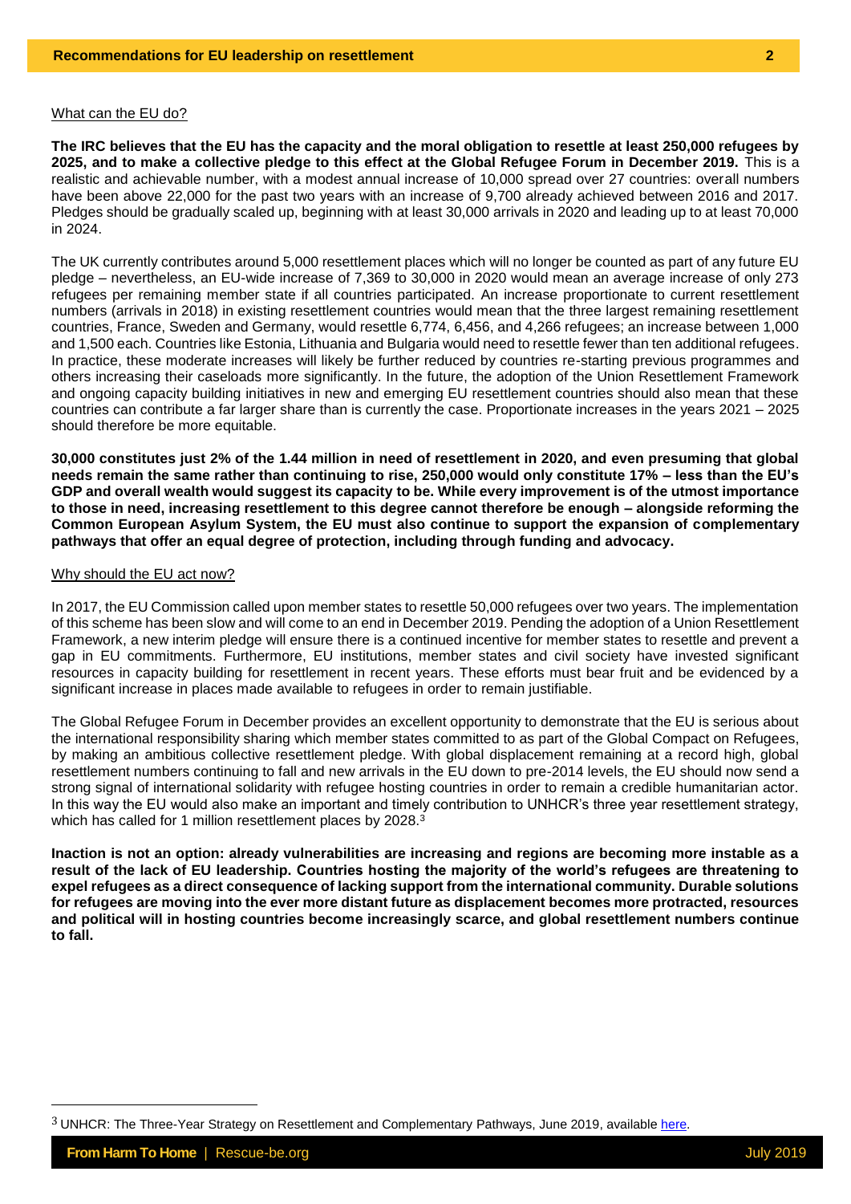What can the EU do?

**The IRC believes that the EU has the capacity and the moral obligation to resettle at least 250,000 refugees by 2025, and to make a collective pledge to this effect at the Global Refugee Forum in December 2019.** This is a realistic and achievable number, with a modest annual increase of 10,000 spread over 27 countries: overall numbers have been above 22,000 for the past two years with an increase of 9,700 already achieved between 2016 and 2017. Pledges should be gradually scaled up, beginning with at least 30,000 arrivals in 2020 and leading up to at least 70,000 in 2024.

The UK currently contributes around 5,000 resettlement places which will no longer be counted as part of any future EU pledge – nevertheless, an EU-wide increase of 7,369 to 30,000 in 2020 would mean an average increase of only 273 refugees per remaining member state if all countries participated. An increase proportionate to current resettlement numbers (arrivals in 2018) in existing resettlement countries would mean that the three largest remaining resettlement countries, France, Sweden and Germany, would resettle 6,774, 6,456, and 4,266 refugees; an increase between 1,000 and 1,500 each. Countries like Estonia, Lithuania and Bulgaria would need to resettle fewer than ten additional refugees. In practice, these moderate increases will likely be further reduced by countries re-starting previous programmes and others increasing their caseloads more significantly. In the future, the adoption of the Union Resettlement Framework and ongoing capacity building initiatives in new and emerging EU resettlement countries should also mean that these countries can contribute a far larger share than is currently the case. Proportionate increases in the years 2021 – 2025 should therefore be more equitable.

**30,000 constitutes just 2% of the 1.44 million in need of resettlement in 2020, and even presuming that global needs remain the same rather than continuing to rise, 250,000 would only constitute 17% – less than the EU's GDP and overall wealth would suggest its capacity to be. While every improvement is of the utmost importance to those in need, increasing resettlement to this degree cannot therefore be enough – alongside reforming the Common European Asylum System, the EU must also continue to support the expansion of complementary pathways that offer an equal degree of protection, including through funding and advocacy.**

Why should the EU act now?

In 2017, the EU Commission called upon member states to resettle 50,000 refugees over two years. The implementation of this scheme has been slow and will come to an end in December 2019. Pending the adoption of a Union Resettlement Framework, a new interim pledge will ensure there is a continued incentive for member states to resettle and prevent a gap in EU commitments. Furthermore, EU institutions, member states and civil society have invested significant resources in capacity building for resettlement in recent years. These efforts must bear fruit and be evidenced by a significant increase in places made available to refugees in order to remain justifiable.

The Global Refugee Forum in December provides an excellent opportunity to demonstrate that the EU is serious about the international responsibility sharing which member states committed to as part of the Global Compact on Refugees, by making an ambitious collective resettlement pledge. With global displacement remaining at a record high, global resettlement numbers continuing to fall and new arrivals in the EU down to pre-2014 levels, the EU should now send a strong signal of international solidarity with refugee hosting countries in order to remain a credible humanitarian actor. In this way the EU would also make an important and timely contribution to UNHCR's three year resettlement strategy, which has called for 1 million resettlement places by 2028.[3]

**Inaction is not an option: already vulnerabilities are increasing and regions are becoming more instable as a result of the lack of EU leadership. Countries hosting the majority of the world's refugees are threatening to expel refugees as a direct consequence of lacking support from the international community. Durable solutions for refugees are moving into the ever more distant future as displacement becomes more protracted, resources and political will in hosting countries become increasingly scarce, and global resettlement numbers continue to fall.**

[3] UNHCR: The Three-Year Strategy on Resettlement and Complementary Pathways, June 2019, available here.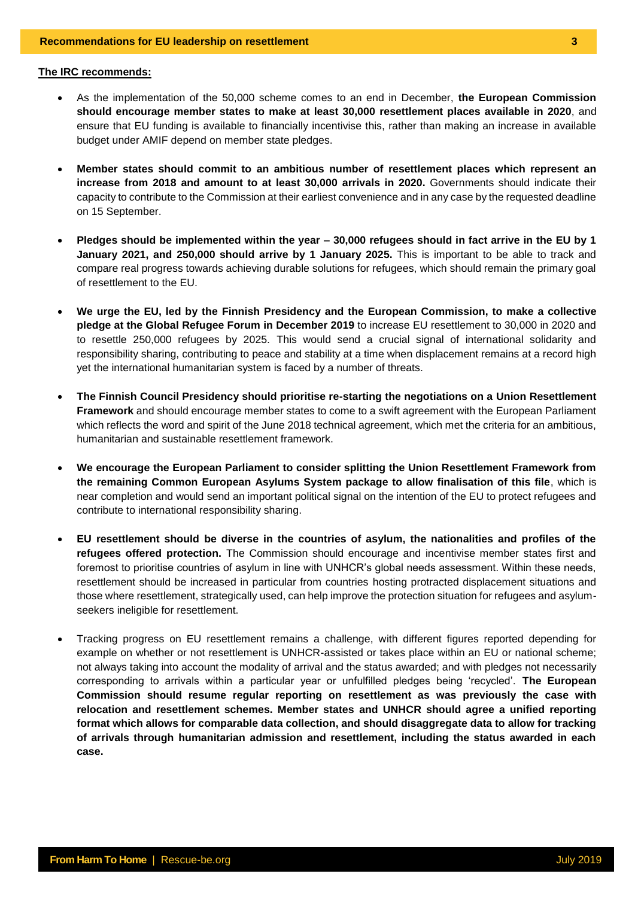**The IRC recommends:**

- As the implementation of the 50,000 scheme comes to an end in December, **the European Commission should encourage member states to make at least 30,000 resettlement places available in 2020**, and ensure that EU funding is available to financially incentivise this, rather than making an increase in available budget under AMIF depend on member state pledges.

- **Member states should commit to an ambitious number of resettlement places which represent an increase from 2018 and amount to at least 30,000 arrivals in 2020.** Governments should indicate their capacity to contribute to the Commission at their earliest convenience and in any case by the requested deadline on 15 September.

- **Pledges should be implemented within the year – 30,000 refugees should in fact arrive in the EU by 1 January 2021, and 250,000 should arrive by 1 January 2025.** This is important to be able to track and compare real progress towards achieving durable solutions for refugees, which should remain the primary goal of resettlement to the EU.

- **We urge the EU, led by the Finnish Presidency and the European Commission, to make a collective pledge at the Global Refugee Forum in December 2019** to increase EU resettlement to 30,000 in 2020 and to resettle 250,000 refugees by 2025. This would send a crucial signal of international solidarity and responsibility sharing, contributing to peace and stability at a time when displacement remains at a record high yet the international humanitarian system is faced by a number of threats.

- **The Finnish Council Presidency should prioritise re-starting the negotiations on a Union Resettlement Framework** and should encourage member states to come to a swift agreement with the European Parliament which reflects the word and spirit of the June 2018 technical agreement, which met the criteria for an ambitious, humanitarian and sustainable resettlement framework.

- **We encourage the European Parliament to consider splitting the Union Resettlement Framework from the remaining Common European Asylums System package to allow finalisation of this file**, which is near completion and would send an important political signal on the intention of the EU to protect refugees and contribute to international responsibility sharing.

- **EU resettlement should be diverse in the countries of asylum, the nationalities and profiles of the refugees offered protection.** The Commission should encourage and incentivise member states first and foremost to prioritise countries of asylum in line with UNHCR's global needs assessment. Within these needs, resettlement should be increased in particular from countries hosting protracted displacement situations and those where resettlement, strategically used, can help improve the protection situation for refugees and asylum-seekers ineligible for resettlement.

- Tracking progress on EU resettlement remains a challenge, with different figures reported depending for example on whether or not resettlement is UNHCR-assisted or takes place within an EU or national scheme; not always taking into account the modality of arrival and the status awarded; and with pledges not necessarily corresponding to arrivals within a particular year or unfulfilled pledges being 'recycled'. **The European Commission should resume regular reporting on resettlement as was previously the case with relocation and resettlement schemes. Member states and UNHCR should agree a unified reporting format which allows for comparable data collection, and should disaggregate data to allow for tracking of arrivals through humanitarian admission and resettlement, including the status awarded in each case.**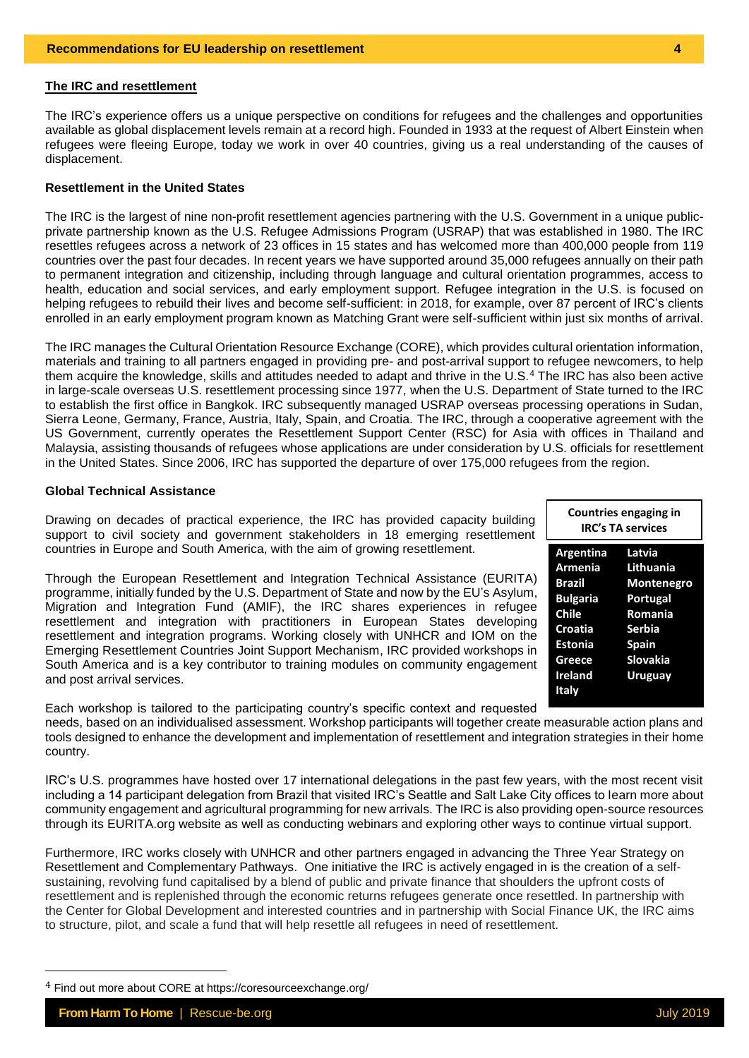## The IRC and resettlement

The IRC's experience offers us a unique perspective on conditions for refugees and the challenges and opportunities available as global displacement levels remain at a record high. Founded in 1933 at the request of Albert Einstein when refugees were fleeing Europe, today we work in over 40 countries, giving us a real understanding of the causes of displacement.

### Resettlement in the United States

The IRC is the largest of nine non-profit resettlement agencies partnering with the U.S. Government in a unique public-private partnership known as the U.S. Refugee Admissions Program (USRAP) that was established in 1980. The IRC resettles refugees across a network of 23 offices in 15 states and has welcomed more than 400,000 people from 119 countries over the past four decades. In recent years we have supported around 35,000 refugees annually on their path to permanent integration and citizenship, including through language and cultural orientation programmes, access to health, education and social services, and early employment support. Refugee integration in the U.S. is focused on helping refugees to rebuild their lives and become self-sufficient: in 2018, for example, over 87 percent of IRC's clients enrolled in an early employment program known as Matching Grant were self-sufficient within just six months of arrival.

The IRC manages the Cultural Orientation Resource Exchange (CORE), which provides cultural orientation information, materials and training to all partners engaged in providing pre- and post-arrival support to refugee newcomers, to help them acquire the knowledge, skills and attitudes needed to adapt and thrive in the U.S.[4] The IRC has also been active in large-scale overseas U.S. resettlement processing since 1977, when the U.S. Department of State turned to the IRC to establish the first office in Bangkok. IRC subsequently managed USRAP overseas processing operations in Sudan, Sierra Leone, Germany, France, Austria, Italy, Spain, and Croatia. The IRC, through a cooperative agreement with the US Government, currently operates the Resettlement Support Center (RSC) for Asia with offices in Thailand and Malaysia, assisting thousands of refugees whose applications are under consideration by U.S. officials for resettlement in the United States. Since 2006, IRC has supported the departure of over 175,000 refugees from the region.

### Global Technical Assistance

Drawing on decades of practical experience, the IRC has provided capacity building support to civil society and government stakeholders in 18 emerging resettlement countries in Europe and South America, with the aim of growing resettlement.

Through the European Resettlement and Integration Technical Assistance (EURITA) programme, initially funded by the U.S. Department of State and now by the EU's Asylum, Migration and Integration Fund (AMIF), the IRC shares experiences in refugee resettlement and integration with practitioners in European States developing resettlement and integration programs. Working closely with UNHCR and IOM on the Emerging Resettlement Countries Joint Support Mechanism, IRC provided workshops in South America and is a key contributor to training modules on community engagement and post arrival services.

| Countries engaging in IRC's TA services | |
|---|---|
| Argentina | Latvia |
| Armenia | Lithuania |
| Brazil | Montenegro |
| Bulgaria | Portugal |
| Chile | Romania |
| Croatia | Serbia |
| Estonia | Spain |
| Greece | Slovakia |
| Ireland | Uruguay |
| Italy | |

Each workshop is tailored to the participating country's specific context and requested needs, based on an individualised assessment. Workshop participants will together create measurable action plans and tools designed to enhance the development and implementation of resettlement and integration strategies in their home country.

IRC's U.S. programmes have hosted over 17 international delegations in the past few years, with the most recent visit including a 14 participant delegation from Brazil that visited IRC's Seattle and Salt Lake City offices to learn more about community engagement and agricultural programming for new arrivals. The IRC is also providing open-source resources through its EURITA.org website as well as conducting webinars and exploring other ways to continue virtual support.

Furthermore, IRC works closely with UNHCR and other partners engaged in advancing the Three Year Strategy on Resettlement and Complementary Pathways. One initiative the IRC is actively engaged in is the creation of a self-sustaining, revolving fund capitalised by a blend of public and private finance that shoulders the upfront costs of resettlement and is replenished through the economic returns refugees generate once resettled. In partnership with the Center for Global Development and interested countries and in partnership with Social Finance UK, the IRC aims to structure, pilot, and scale a fund that will help resettle all refugees in need of resettlement.

---

[4] Find out more about CORE at https://coresourceexchange.org/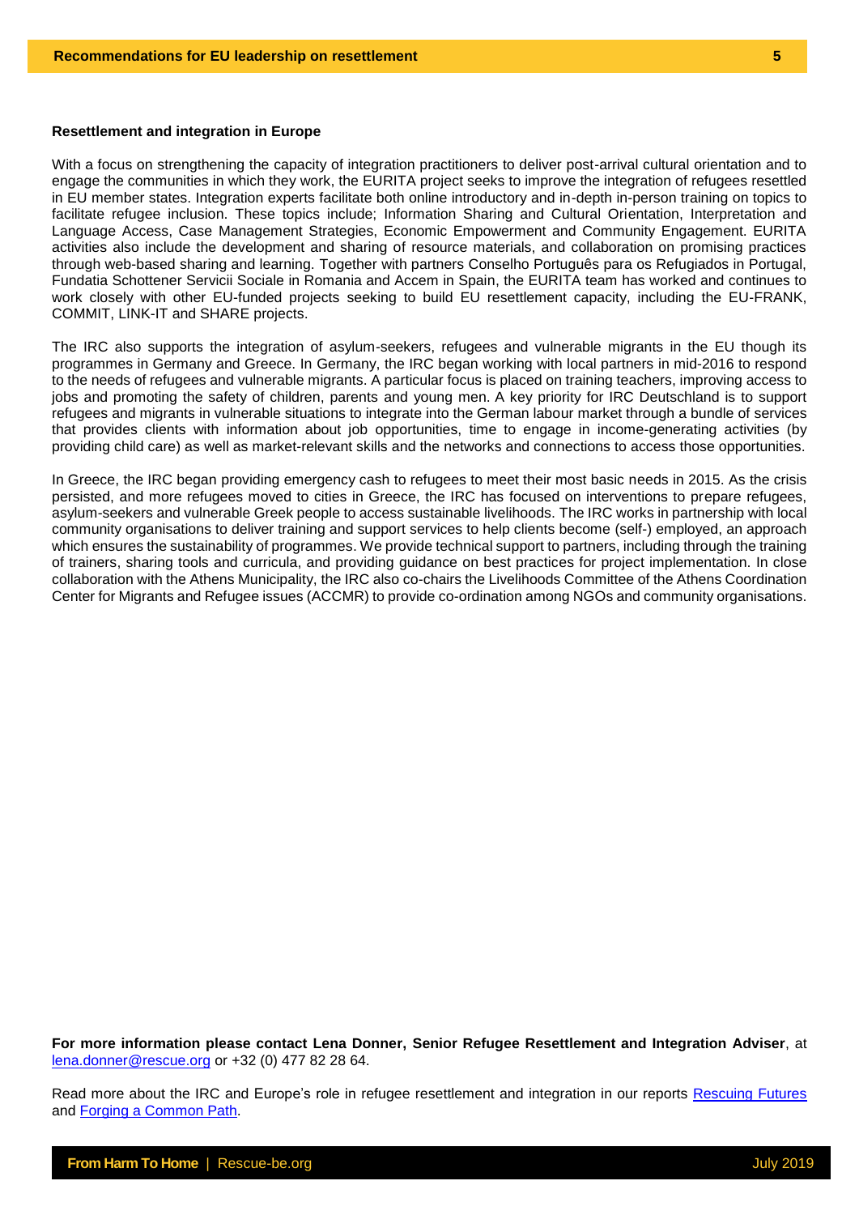### Resettlement and integration in Europe

With a focus on strengthening the capacity of integration practitioners to deliver post-arrival cultural orientation and to engage the communities in which they work, the EURITA project seeks to improve the integration of refugees resettled in EU member states. Integration experts facilitate both online introductory and in-depth in-person training on topics to facilitate refugee inclusion. These topics include; Information Sharing and Cultural Orientation, Interpretation and Language Access, Case Management Strategies, Economic Empowerment and Community Engagement. EURITA activities also include the development and sharing of resource materials, and collaboration on promising practices through web-based sharing and learning. Together with partners Conselho Português para os Refugiados in Portugal, Fundatia Schottener Servicii Sociale in Romania and Accem in Spain, the EURITA team has worked and continues to work closely with other EU-funded projects seeking to build EU resettlement capacity, including the EU-FRANK, COMMIT, LINK-IT and SHARE projects.

The IRC also supports the integration of asylum-seekers, refugees and vulnerable migrants in the EU though its programmes in Germany and Greece. In Germany, the IRC began working with local partners in mid-2016 to respond to the needs of refugees and vulnerable migrants. A particular focus is placed on training teachers, improving access to jobs and promoting the safety of children, parents and young men. A key priority for IRC Deutschland is to support refugees and migrants in vulnerable situations to integrate into the German labour market through a bundle of services that provides clients with information about job opportunities, time to engage in income-generating activities (by providing child care) as well as market-relevant skills and the networks and connections to access those opportunities.

In Greece, the IRC began providing emergency cash to refugees to meet their most basic needs in 2015. As the crisis persisted, and more refugees moved to cities in Greece, the IRC has focused on interventions to prepare refugees, asylum-seekers and vulnerable Greek people to access sustainable livelihoods. The IRC works in partnership with local community organisations to deliver training and support services to help clients become (self-) employed, an approach which ensures the sustainability of programmes. We provide technical support to partners, including through the training of trainers, sharing tools and curricula, and providing guidance on best practices for project implementation. In close collaboration with the Athens Municipality, the IRC also co-chairs the Livelihoods Committee of the Athens Coordination Center for Migrants and Refugee issues (ACCMR) to provide co-ordination among NGOs and community organisations.

**For more information please contact Lena Donner, Senior Refugee Resettlement and Integration Adviser**, at lena.donner@rescue.org or +32 (0) 477 82 28 64.

Read more about the IRC and Europe's role in refugee resettlement and integration in our reports Rescuing Futures and Forging a Common Path.